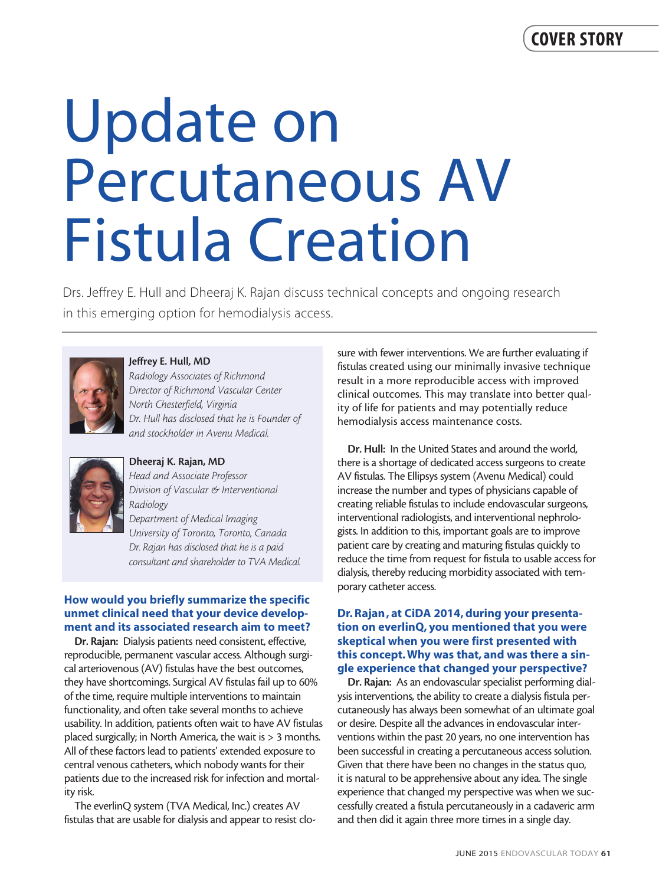COVER STORY

# Update on Percutaneous AV Fistula Creation

Drs. Jeffrey E. Hull and Dheeraj K. Rajan discuss technical concepts and ongoing research in this emerging option for hemodialysis access.

**Jeffrey E. Hull, MD**
*Radiology Associates of Richmond*
*Director of Richmond Vascular Center*
*North Chesterfield, Virginia*
*Dr. Hull has disclosed that he is Founder of and stockholder in Avenu Medical.*

**Dheeraj K. Rajan, MD**
*Head and Associate Professor*
*Division of Vascular & Interventional Radiology*
*Department of Medical Imaging*
*University of Toronto, Toronto, Canada*
*Dr. Rajan has disclosed that he is a paid consultant and shareholder to TVA Medical.*

### How would you briefly summarize the specific unmet clinical need that your device development and its associated research aim to meet?

**Dr. Rajan:** Dialysis patients need consistent, effective, reproducible, permanent vascular access. Although surgical arteriovenous (AV) fistulas have the best outcomes, they have shortcomings. Surgical AV fistulas fail up to 60% of the time, require multiple interventions to maintain functionality, and often take several months to achieve usability. In addition, patients often wait to have AV fistulas placed surgically; in North America, the wait is > 3 months. All of these factors lead to patients' extended exposure to central venous catheters, which nobody wants for their patients due to the increased risk for infection and mortality risk.

The everlinQ system (TVA Medical, Inc.) creates AV fistulas that are usable for dialysis and appear to resist closure with fewer interventions. We are further evaluating if fistulas created using our minimally invasive technique result in a more reproducible access with improved clinical outcomes. This may translate into better quality of life for patients and may potentially reduce hemodialysis access maintenance costs.

**Dr. Hull:** In the United States and around the world, there is a shortage of dedicated access surgeons to create AV fistulas. The Ellipsys system (Avenu Medical) could increase the number and types of physicians capable of creating reliable fistulas to include endovascular surgeons, interventional radiologists, and interventional nephrologists. In addition to this, important goals are to improve patient care by creating and maturing fistulas quickly to reduce the time from request for fistula to usable access for dialysis, thereby reducing morbidity associated with temporary catheter access.

### Dr. Rajan, at CiDA 2014, during your presentation on everlinQ, you mentioned that you were skeptical when you were first presented with this concept. Why was that, and was there a single experience that changed your perspective?

**Dr. Rajan:** As an endovascular specialist performing dialysis interventions, the ability to create a dialysis fistula percutaneously has always been somewhat of an ultimate goal or desire. Despite all the advances in endovascular interventions within the past 20 years, no one intervention has been successful in creating a percutaneous access solution. Given that there have been no changes in the status quo, it is natural to be apprehensive about any idea. The single experience that changed my perspective was when we successfully created a fistula percutaneously in a cadaveric arm and then did it again three more times in a single day.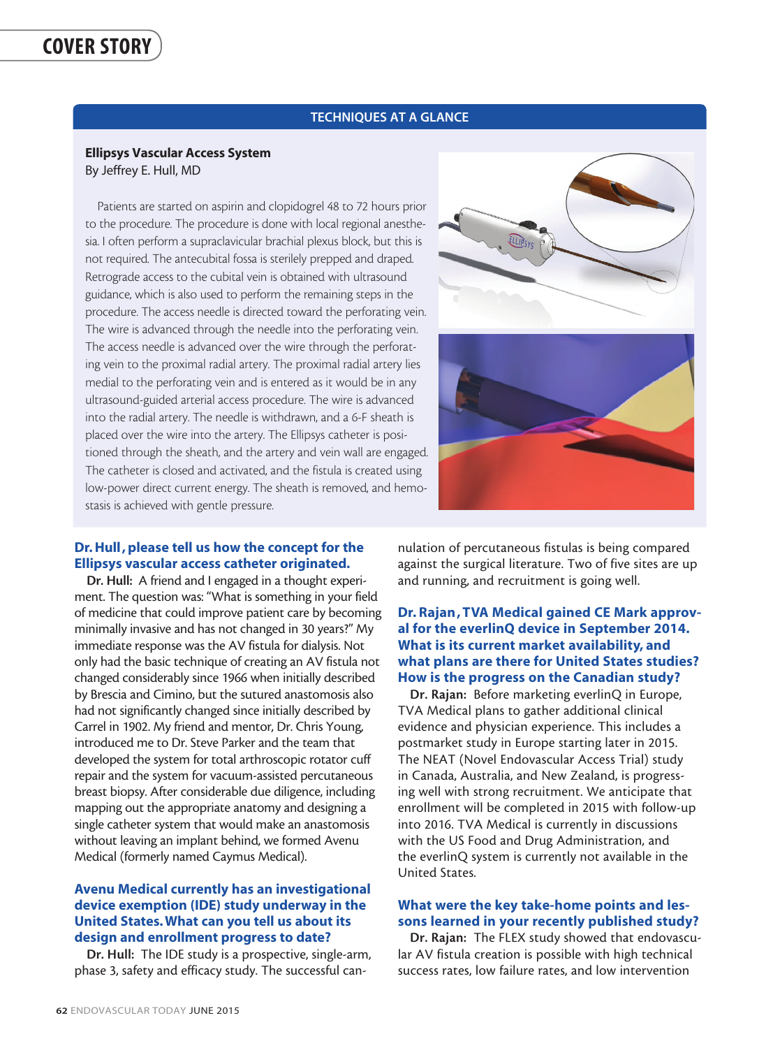## TECHNIQUES AT A GLANCE

**Ellipsys Vascular Access System**
By Jeffrey E. Hull, MD

Patients are started on aspirin and clopidogrel 48 to 72 hours prior to the procedure. The procedure is done with local regional anesthesia. I often perform a supraclavicular brachial plexus block, but this is not required. The antecubital fossa is sterilely prepped and draped. Retrograde access to the cubital vein is obtained with ultrasound guidance, which is also used to perform the remaining steps in the procedure. The access needle is directed toward the perforating vein. The wire is advanced through the needle into the perforating vein. The access needle is advanced over the wire through the perforating vein to the proximal radial artery. The proximal radial artery lies medial to the perforating vein and is entered as it would be in any ultrasound-guided arterial access procedure. The wire is advanced into the radial artery. The needle is withdrawn, and a 6-F sheath is placed over the wire into the artery. The Ellipsys catheter is positioned through the sheath, and the artery and vein wall are engaged. The catheter is closed and activated, and the fistula is created using low-power direct current energy. The sheath is removed, and hemostasis is achieved with gentle pressure.

**Dr. Hull, please tell us how the concept for the Ellipsys vascular access catheter originated.**

**Dr. Hull:** A friend and I engaged in a thought experiment. The question was: "What is something in your field of medicine that could improve patient care by becoming minimally invasive and has not changed in 30 years?" My immediate response was the AV fistula for dialysis. Not only had the basic technique of creating an AV fistula not changed considerably since 1966 when initially described by Brescia and Cimino, but the sutured anastomosis also had not significantly changed since initially described by Carrel in 1902. My friend and mentor, Dr. Chris Young, introduced me to Dr. Steve Parker and the team that developed the system for total arthroscopic rotator cuff repair and the system for vacuum-assisted percutaneous breast biopsy. After considerable due diligence, including mapping out the appropriate anatomy and designing a single catheter system that would make an anastomosis without leaving an implant behind, we formed Avenu Medical (formerly named Caymus Medical).

**Avenu Medical currently has an investigational device exemption (IDE) study underway in the United States. What can you tell us about its design and enrollment progress to date?**

**Dr. Hull:** The IDE study is a prospective, single-arm, phase 3, safety and efficacy study. The successful cannulation of percutaneous fistulas is being compared against the surgical literature. Two of five sites are up and running, and recruitment is going well.

**Dr. Rajan, TVA Medical gained CE Mark approval for the everlinQ device in September 2014. What is its current market availability, and what plans are there for United States studies? How is the progress on the Canadian study?**

**Dr. Rajan:** Before marketing everlinQ in Europe, TVA Medical plans to gather additional clinical evidence and physician experience. This includes a postmarket study in Europe starting later in 2015. The NEAT (Novel Endovascular Access Trial) study in Canada, Australia, and New Zealand, is progressing well with strong recruitment. We anticipate that enrollment will be completed in 2015 with follow-up into 2016. TVA Medical is currently in discussions with the US Food and Drug Administration, and the everlinQ system is currently not available in the United States.

**What were the key take-home points and lessons learned in your recently published study?**

**Dr. Rajan:** The FLEX study showed that endovascular AV fistula creation is possible with high technical success rates, low failure rates, and low intervention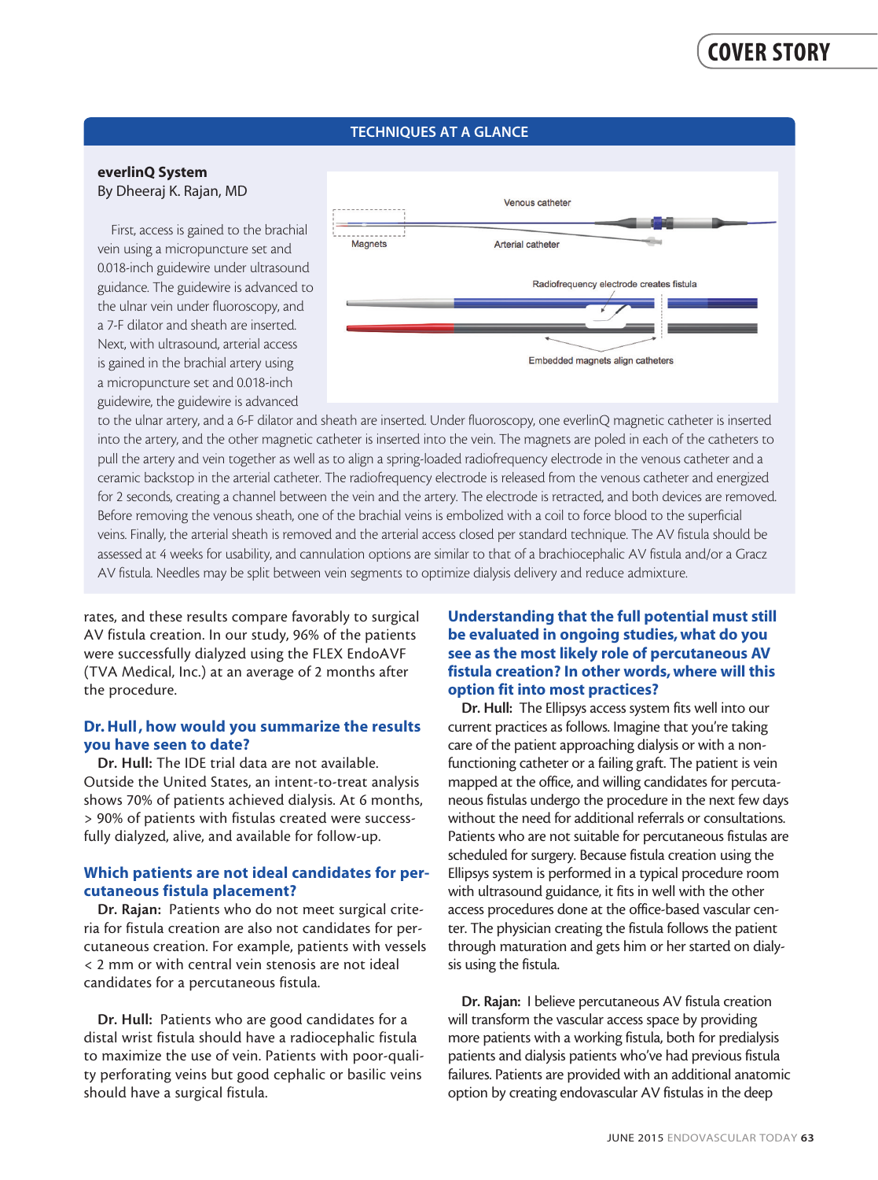## TECHNIQUES AT A GLANCE

**everlinQ System**
By Dheeraj K. Rajan, MD

Venous catheter

Magnets

Arterial catheter

Radiofrequency electrode creates fistula

Embedded magnets align catheters

First, access is gained to the brachial vein using a micropuncture set and 0.018-inch guidewire under ultrasound guidance. The guidewire is advanced to the ulnar vein under fluoroscopy, and a 7-F dilator and sheath are inserted. Next, with ultrasound, arterial access is gained in the brachial artery using a micropuncture set and 0.018-inch guidewire, the guidewire is advanced to the ulnar artery, and a 6-F dilator and sheath are inserted. Under fluoroscopy, one everlinQ magnetic catheter is inserted into the artery, and the other magnetic catheter is inserted into the vein. The magnets are poled in each of the catheters to pull the artery and vein together as well as to align a spring-loaded radiofrequency electrode in the venous catheter and a ceramic backstop in the arterial catheter. The radiofrequency electrode is released from the venous catheter and energized for 2 seconds, creating a channel between the vein and the artery. The electrode is retracted, and both devices are removed. Before removing the venous sheath, one of the brachial veins is embolized with a coil to force blood to the superficial veins. Finally, the arterial sheath is removed and the arterial access closed per standard technique. The AV fistula should be assessed at 4 weeks for usability, and cannulation options are similar to that of a brachiocephalic AV fistula and/or a Gracz AV fistula. Needles may be split between vein segments to optimize dialysis delivery and reduce admixture.

rates, and these results compare favorably to surgical AV fistula creation. In our study, 96% of the patients were successfully dialyzed using the FLEX EndoAVF (TVA Medical, Inc.) at an average of 2 months after the procedure.

### Dr. Hull, how would you summarize the results you have seen to date?

**Dr. Hull:** The IDE trial data are not available. Outside the United States, an intent-to-treat analysis shows 70% of patients achieved dialysis. At 6 months, > 90% of patients with fistulas created were successfully dialyzed, alive, and available for follow-up.

### Which patients are not ideal candidates for percutaneous fistula placement?

**Dr. Rajan:** Patients who do not meet surgical criteria for fistula creation are also not candidates for percutaneous creation. For example, patients with vessels < 2 mm or with central vein stenosis are not ideal candidates for a percutaneous fistula.

**Dr. Hull:** Patients who are good candidates for a distal wrist fistula should have a radiocephalic fistula to maximize the use of vein. Patients with poor-quality perforating veins but good cephalic or basilic veins should have a surgical fistula.

### Understanding that the full potential must still be evaluated in ongoing studies, what do you see as the most likely role of percutaneous AV fistula creation? In other words, where will this option fit into most practices?

**Dr. Hull:** The Ellipsys access system fits well into our current practices as follows. Imagine that you're taking care of the patient approaching dialysis or with a nonfunctioning catheter or a failing graft. The patient is vein mapped at the office, and willing candidates for percutaneous fistulas undergo the procedure in the next few days without the need for additional referrals or consultations. Patients who are not suitable for percutaneous fistulas are scheduled for surgery. Because fistula creation using the Ellipsys system is performed in a typical procedure room with ultrasound guidance, it fits in well with the other access procedures done at the office-based vascular center. The physician creating the fistula follows the patient through maturation and gets him or her started on dialysis using the fistula.

**Dr. Rajan:** I believe percutaneous AV fistula creation will transform the vascular access space by providing more patients with a working fistula, both for predialysis patients and dialysis patients who've had previous fistula failures. Patients are provided with an additional anatomic option by creating endovascular AV fistulas in the deep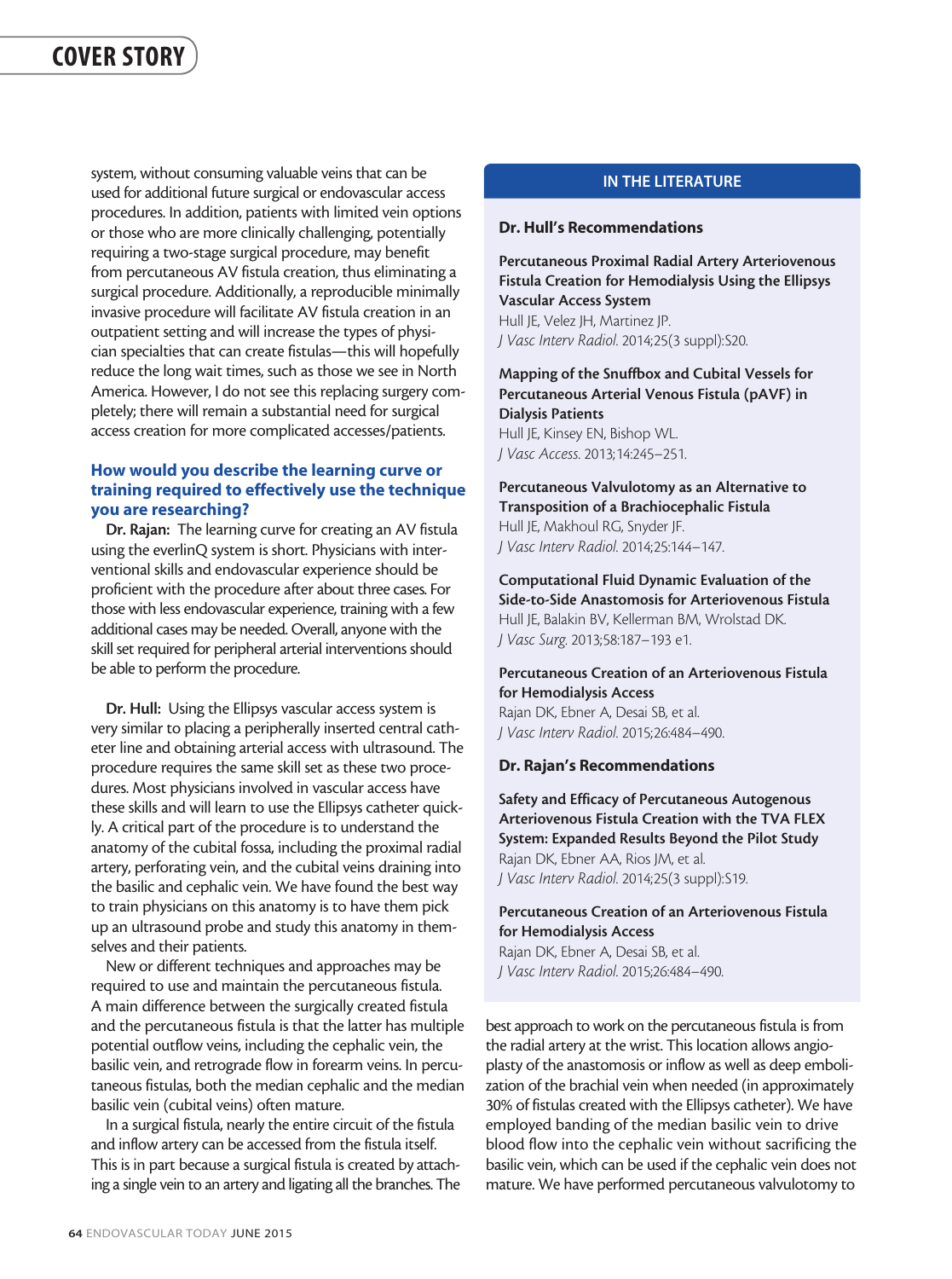system, without consuming valuable veins that can be used for additional future surgical or endovascular access procedures. In addition, patients with limited vein options or those who are more clinically challenging, potentially requiring a two-stage surgical procedure, may benefit from percutaneous AV fistula creation, thus eliminating a surgical procedure. Additionally, a reproducible minimally invasive procedure will facilitate AV fistula creation in an outpatient setting and will increase the types of physician specialties that can create fistulas—this will hopefully reduce the long wait times, such as those we see in North America. However, I do not see this replacing surgery completely; there will remain a substantial need for surgical access creation for more complicated accesses/patients.

### How would you describe the learning curve or training required to effectively use the technique you are researching?

**Dr. Rajan:** The learning curve for creating an AV fistula using the everlinQ system is short. Physicians with interventional skills and endovascular experience should be proficient with the procedure after about three cases. For those with less endovascular experience, training with a few additional cases may be needed. Overall, anyone with the skill set required for peripheral arterial interventions should be able to perform the procedure.

**Dr. Hull:** Using the Ellipsys vascular access system is very similar to placing a peripherally inserted central catheter line and obtaining arterial access with ultrasound. The procedure requires the same skill set as these two procedures. Most physicians involved in vascular access have these skills and will learn to use the Ellipsys catheter quickly. A critical part of the procedure is to understand the anatomy of the cubital fossa, including the proximal radial artery, perforating vein, and the cubital veins draining into the basilic and cephalic vein. We have found the best way to train physicians on this anatomy is to have them pick up an ultrasound probe and study this anatomy in themselves and their patients.

New or different techniques and approaches may be required to use and maintain the percutaneous fistula. A main difference between the surgically created fistula and the percutaneous fistula is that the latter has multiple potential outflow veins, including the cephalic vein, the basilic vein, and retrograde flow in forearm veins. In percutaneous fistulas, both the median cephalic and the median basilic vein (cubital veins) often mature.

In a surgical fistula, nearly the entire circuit of the fistula and inflow artery can be accessed from the fistula itself. This is in part because a surgical fistula is created by attaching a single vein to an artery and ligating all the branches. The best approach to work on the percutaneous fistula is from the radial artery at the wrist. This location allows angioplasty of the anastomosis or inflow as well as deep embolization of the brachial vein when needed (in approximately 30% of fistulas created with the Ellipsys catheter). We have employed banding of the median basilic vein to drive blood flow into the cephalic vein without sacrificing the basilic vein, which can be used if the cephalic vein does not mature. We have performed percutaneous valvulotomy to

---

## IN THE LITERATURE

### Dr. Hull's Recommendations

**Percutaneous Proximal Radial Artery Arteriovenous Fistula Creation for Hemodialysis Using the Ellipsys Vascular Access System**
Hull JE, Velez JH, Martinez JP.
*J Vasc Interv Radiol.* 2014;25(3 suppl):S20.

**Mapping of the Snuffbox and Cubital Vessels for Percutaneous Arterial Venous Fistula (pAVF) in Dialysis Patients**
Hull JE, Kinsey EN, Bishop WL.
*J Vasc Access.* 2013;14:245–251.

**Percutaneous Valvulotomy as an Alternative to Transposition of a Brachiocephalic Fistula**
Hull JE, Makhoul RG, Snyder JF.
*J Vasc Interv Radiol.* 2014;25:144–147.

**Computational Fluid Dynamic Evaluation of the Side-to-Side Anastomosis for Arteriovenous Fistula**
Hull JE, Balakin BV, Kellerman BM, Wrolstad DK.
*J Vasc Surg.* 2013;58:187–193 e1.

**Percutaneous Creation of an Arteriovenous Fistula for Hemodialysis Access**
Rajan DK, Ebner A, Desai SB, et al.
*J Vasc Interv Radiol.* 2015;26:484–490.

### Dr. Rajan's Recommendations

**Safety and Efficacy of Percutaneous Autogenous Arteriovenous Fistula Creation with the TVA FLEX System: Expanded Results Beyond the Pilot Study**
Rajan DK, Ebner AA, Rios JM, et al.
*J Vasc Interv Radiol.* 2014;25(3 suppl):S19.

**Percutaneous Creation of an Arteriovenous Fistula for Hemodialysis Access**
Rajan DK, Ebner A, Desai SB, et al.
*J Vasc Interv Radiol.* 2015;26:484–490.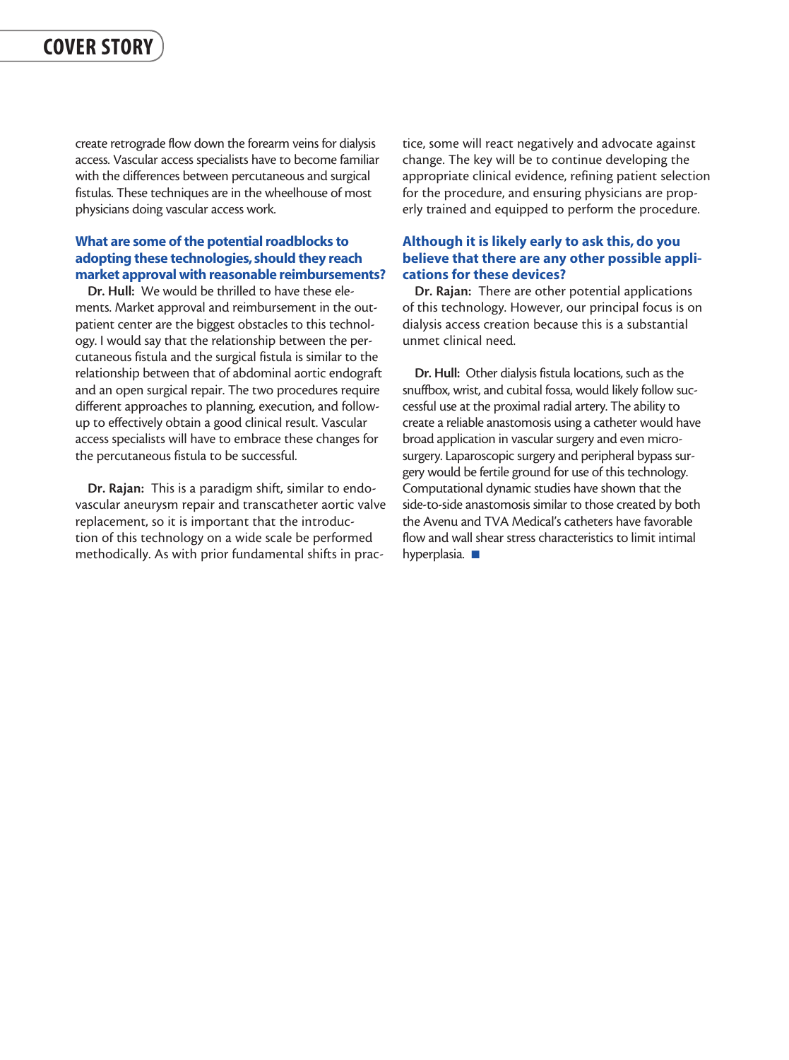create retrograde flow down the forearm veins for dialysis access. Vascular access specialists have to become familiar with the differences between percutaneous and surgical fistulas. These techniques are in the wheelhouse of most physicians doing vascular access work.

### What are some of the potential roadblocks to adopting these technologies, should they reach market approval with reasonable reimbursements?

**Dr. Hull:** We would be thrilled to have these elements. Market approval and reimbursement in the outpatient center are the biggest obstacles to this technology. I would say that the relationship between the percutaneous fistula and the surgical fistula is similar to the relationship between that of abdominal aortic endograft and an open surgical repair. The two procedures require different approaches to planning, execution, and follow-up to effectively obtain a good clinical result. Vascular access specialists will have to embrace these changes for the percutaneous fistula to be successful.

**Dr. Rajan:** This is a paradigm shift, similar to endovascular aneurysm repair and transcatheter aortic valve replacement, so it is important that the introduction of this technology on a wide scale be performed methodically. As with prior fundamental shifts in practice, some will react negatively and advocate against change. The key will be to continue developing the appropriate clinical evidence, refining patient selection for the procedure, and ensuring physicians are properly trained and equipped to perform the procedure.

### Although it is likely early to ask this, do you believe that there are any other possible applications for these devices?

**Dr. Rajan:** There are other potential applications of this technology. However, our principal focus is on dialysis access creation because this is a substantial unmet clinical need.

**Dr. Hull:** Other dialysis fistula locations, such as the snuffbox, wrist, and cubital fossa, would likely follow successful use at the proximal radial artery. The ability to create a reliable anastomosis using a catheter would have broad application in vascular surgery and even microsurgery. Laparoscopic surgery and peripheral bypass surgery would be fertile ground for use of this technology. Computational dynamic studies have shown that the side-to-side anastomosis similar to those created by both the Avenu and TVA Medical's catheters have favorable flow and wall shear stress characteristics to limit intimal hyperplasia. ■